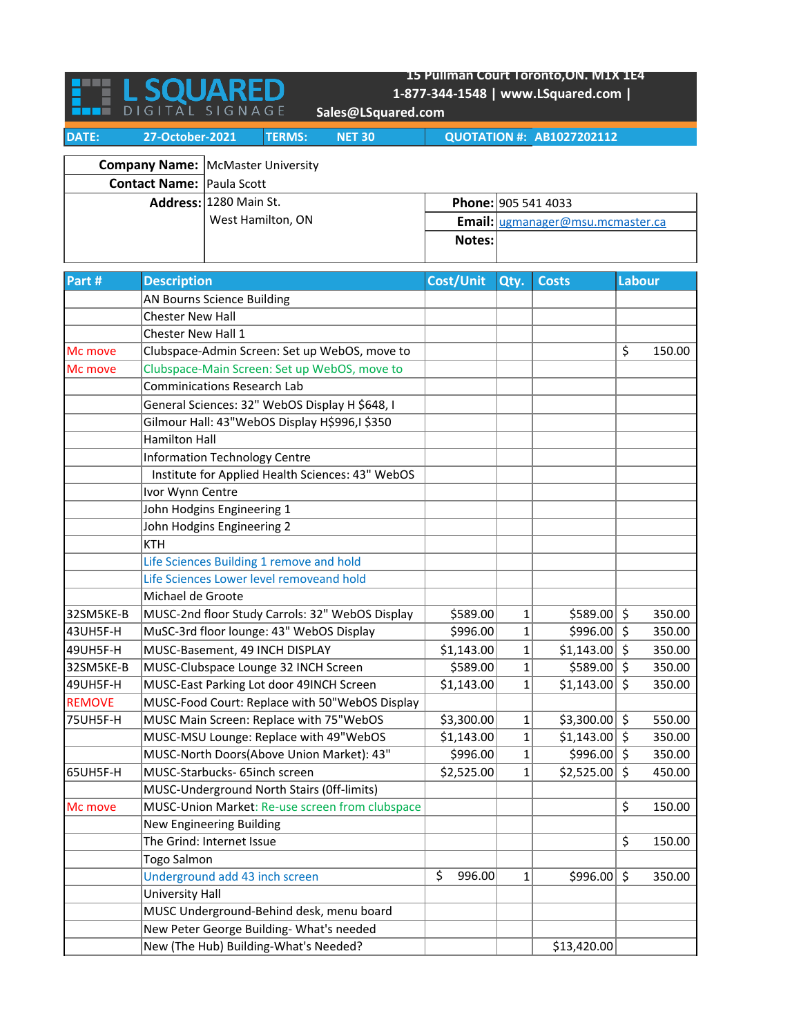# L SQUARED DIGITAL SIGNAGE

15 Pullman Court Toronto,ON. M1X 1E4
1-877-344-1548 | www.LSquared.com |
Sales@LSquared.com

| DATE: | 27-October-2021 | TERMS: | NET 30 | QUOTATION #: | AB1027202112 |
|---|---|---|---|---|---|

| | | | |
|---|---|---|---|
| **Company Name:** | McMaster University | | |
| **Contact Name:** | Paula Scott | | |
| **Address:** | 1280 Main St. | **Phone:** | 905 541 4033 |
| | West Hamilton, ON | **Email:** | ugmanager@msu.mcmaster.ca |
| | | **Notes:** | |

| Part # | Description | Cost/Unit | Qty. | Costs | Labour |
|---|---|---|---|---|---|
| | AN Bourns Science Building | | | | |
| | Chester New Hall | | | | |
| | Chester New Hall 1 | | | | |
| Mc move | Clubspace-Admin Screen: Set up WebOS, move to | | | | $ 150.00 |
| Mc move | Clubspace-Main Screen: Set up WebOS, move to | | | | |
| | Comminications Research Lab | | | | |
| | General Sciences: 32" WebOS Display H $648, I | | | | |
| | Gilmour Hall: 43"WebOS Display H$996,I $350 | | | | |
| | Hamilton Hall | | | | |
| | Information Technology Centre | | | | |
| | Institute for Applied Health Sciences: 43" WebOS | | | | |
| | Ivor Wynn Centre | | | | |
| | John Hodgins Engineering 1 | | | | |
| | John Hodgins Engineering 2 | | | | |
| | KTH | | | | |
| | Life Sciences Building 1 remove and hold | | | | |
| | Life Sciences Lower level removeand hold | | | | |
| | Michael de Groote | | | | |
| 32SM5KE-B | MUSC-2nd floor Study Carrols: 32" WebOS Display | $589.00 | 1 | $589.00 | $ 350.00 |
| 43UH5F-H | MuSC-3rd floor lounge: 43" WebOS Display | $996.00 | 1 | $996.00 | $ 350.00 |
| 49UH5F-H | MUSC-Basement, 49 INCH DISPLAY | $1,143.00 | 1 | $1,143.00 | $ 350.00 |
| 32SM5KE-B | MUSC-Clubspace Lounge 32 INCH Screen | $589.00 | 1 | $589.00 | $ 350.00 |
| 49UH5F-H | MUSC-East Parking Lot door 49INCH Screen | $1,143.00 | 1 | $1,143.00 | $ 350.00 |
| REMOVE | MUSC-Food Court: Replace with 50"WebOS Display | | | | |
| 75UH5F-H | MUSC Main Screen: Replace with 75"WebOS | $3,300.00 | 1 | $3,300.00 | $ 550.00 |
| | MUSC-MSU Lounge: Replace with 49"WebOS | $1,143.00 | 1 | $1,143.00 | $ 350.00 |
| | MUSC-North Doors(Above Union Market): 43" | $996.00 | 1 | $996.00 | $ 350.00 |
| 65UH5F-H | MUSC-Starbucks- 65inch screen | $2,525.00 | 1 | $2,525.00 | $ 450.00 |
| | MUSC-Underground North Stairs (0ff-limits) | | | | |
| Mc move | MUSC-Union Market: Re-use screen from clubspace | | | | $ 150.00 |
| | New Engineering Building | | | | |
| | The Grind: Internet Issue | | | | $ 150.00 |
| | Togo Salmon | | | | |
| | Underground add 43 inch screen | $ 996.00 | 1 | $996.00 | $ 350.00 |
| | University Hall | | | | |
| | MUSC Underground-Behind desk, menu board | | | | |
| | New Peter George Building- What's needed | | | | |
| | New (The Hub) Building-What's Needed? | | | $13,420.00 | |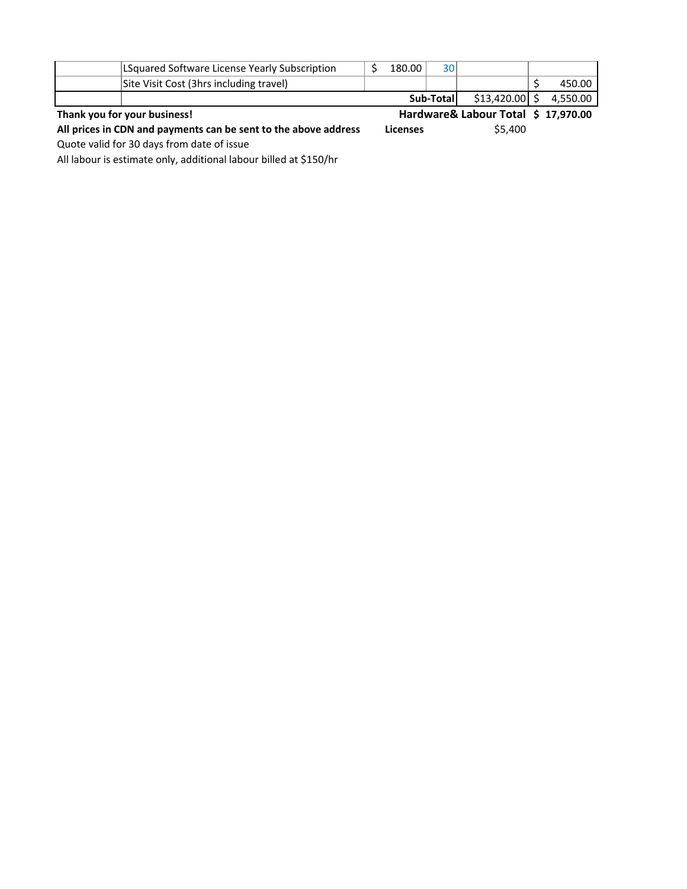| | | | | | | |
|---|---|---|---|---|---|---|
| | LSquared Software License Yearly Subscription | $ 180.00 | 30 | | | |
| | Site Visit Cost (3hrs including travel) | | | | $ | 450.00 |
| | | | Sub-Total | $13,420.00 | $ | 4,550.00 |

**Thank you for your business!** **Hardware& Labour Total $ 17,970.00**

**All prices in CDN and payments can be sent to the above address** **Licenses** $5,400

Quote valid for 30 days from date of issue

All labour is estimate only, additional labour billed at $150/hr